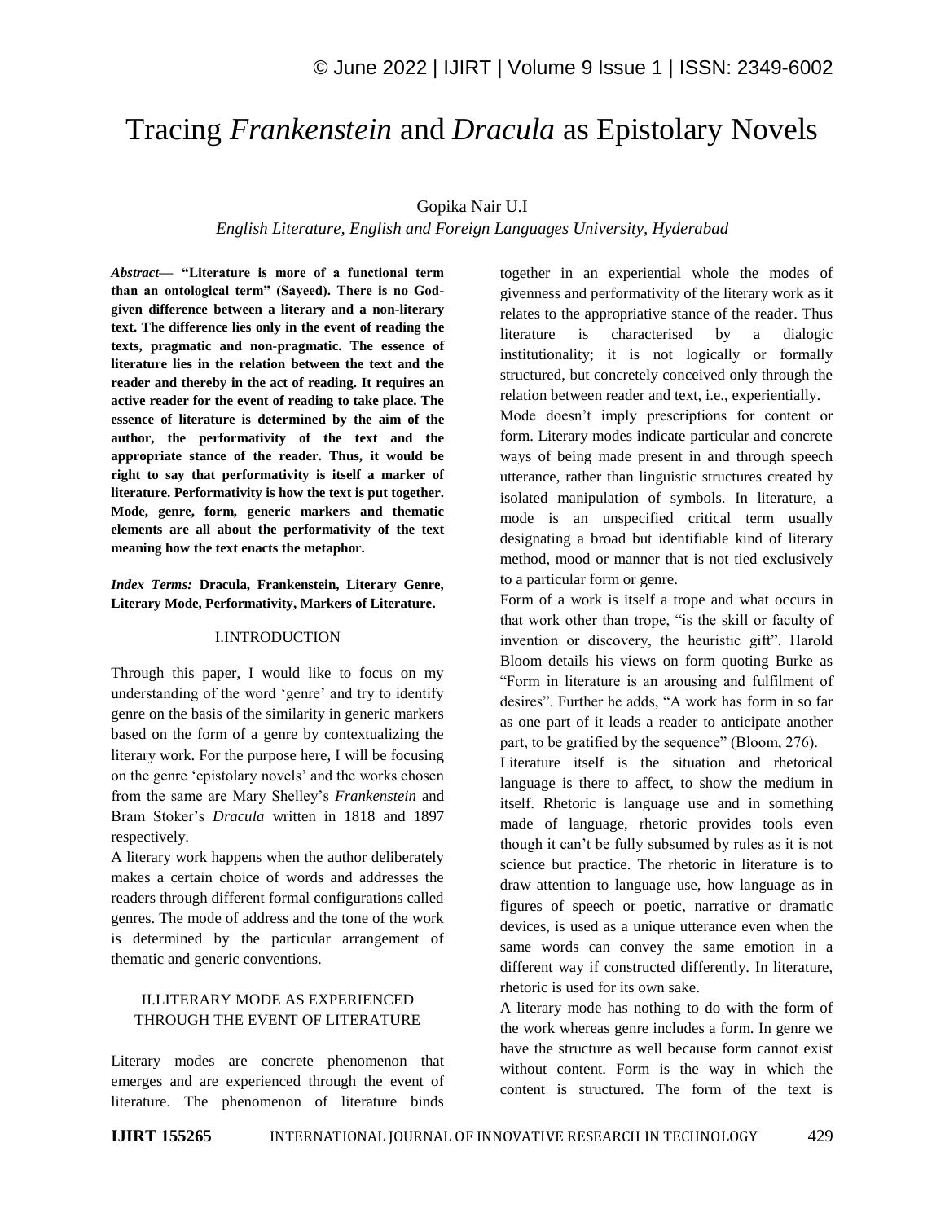# Tracing *Frankenstein* and *Dracula* as Epistolary Novels

Gopika Nair U.I

*English Literature, English and Foreign Languages University, Hyderabad*

***Abstract*— "Literature is more of a functional term than an ontological term" (Sayeed). There is no God-given difference between a literary and a non-literary text. The difference lies only in the event of reading the texts, pragmatic and non-pragmatic. The essence of literature lies in the relation between the text and the reader and thereby in the act of reading. It requires an active reader for the event of reading to take place. The essence of literature is determined by the aim of the author, the performativity of the text and the appropriate stance of the reader. Thus, it would be right to say that performativity is itself a marker of literature. Performativity is how the text is put together. Mode, genre, form, generic markers and thematic elements are all about the performativity of the text meaning how the text enacts the metaphor.**

***Index Terms:*** **Dracula, Frankenstein, Literary Genre, Literary Mode, Performativity, Markers of Literature.**

## I.INTRODUCTION

Through this paper, I would like to focus on my understanding of the word 'genre' and try to identify genre on the basis of the similarity in generic markers based on the form of a genre by contextualizing the literary work. For the purpose here, I will be focusing on the genre 'epistolary novels' and the works chosen from the same are Mary Shelley's *Frankenstein* and Bram Stoker's *Dracula* written in 1818 and 1897 respectively.

A literary work happens when the author deliberately makes a certain choice of words and addresses the readers through different formal configurations called genres. The mode of address and the tone of the work is determined by the particular arrangement of thematic and generic conventions.

## II.LITERARY MODE AS EXPERIENCED THROUGH THE EVENT OF LITERATURE

Literary modes are concrete phenomenon that emerges and are experienced through the event of literature. The phenomenon of literature binds together in an experiential whole the modes of givenness and performativity of the literary work as it relates to the appropriative stance of the reader. Thus literature is characterised by a dialogic institutionality; it is not logically or formally structured, but concretely conceived only through the relation between reader and text, i.e., experientially.

Mode doesn't imply prescriptions for content or form. Literary modes indicate particular and concrete ways of being made present in and through speech utterance, rather than linguistic structures created by isolated manipulation of symbols. In literature, a mode is an unspecified critical term usually designating a broad but identifiable kind of literary method, mood or manner that is not tied exclusively to a particular form or genre.

Form of a work is itself a trope and what occurs in that work other than trope, "is the skill or faculty of invention or discovery, the heuristic gift". Harold Bloom details his views on form quoting Burke as "Form in literature is an arousing and fulfilment of desires". Further he adds, "A work has form in so far as one part of it leads a reader to anticipate another part, to be gratified by the sequence" (Bloom, 276).

Literature itself is the situation and rhetorical language is there to affect, to show the medium in itself. Rhetoric is language use and in something made of language, rhetoric provides tools even though it can't be fully subsumed by rules as it is not science but practice. The rhetoric in literature is to draw attention to language use, how language as in figures of speech or poetic, narrative or dramatic devices, is used as a unique utterance even when the same words can convey the same emotion in a different way if constructed differently. In literature, rhetoric is used for its own sake.

A literary mode has nothing to do with the form of the work whereas genre includes a form. In genre we have the structure as well because form cannot exist without content. Form is the way in which the content is structured. The form of the text is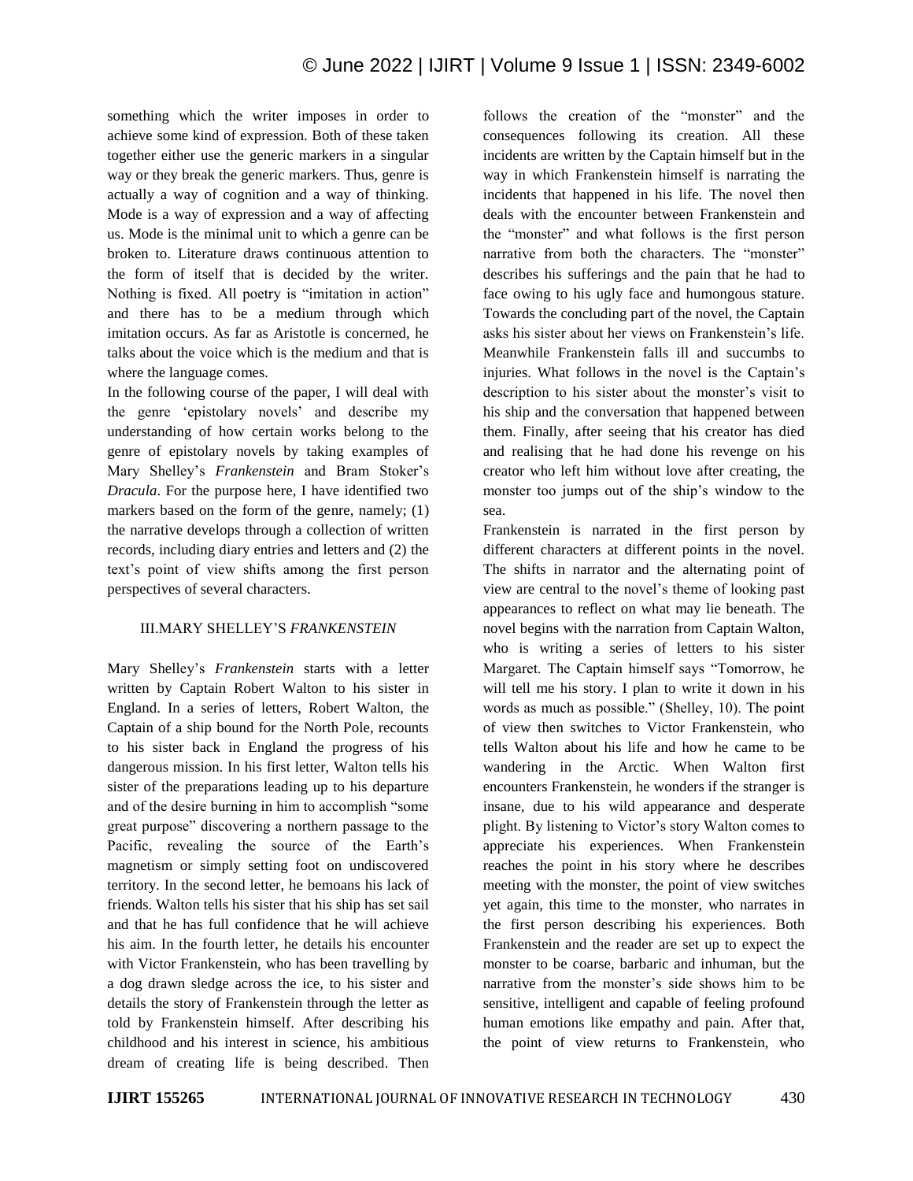something which the writer imposes in order to achieve some kind of expression. Both of these taken together either use the generic markers in a singular way or they break the generic markers. Thus, genre is actually a way of cognition and a way of thinking. Mode is a way of expression and a way of affecting us. Mode is the minimal unit to which a genre can be broken to. Literature draws continuous attention to the form of itself that is decided by the writer. Nothing is fixed. All poetry is "imitation in action" and there has to be a medium through which imitation occurs. As far as Aristotle is concerned, he talks about the voice which is the medium and that is where the language comes.

In the following course of the paper, I will deal with the genre 'epistolary novels' and describe my understanding of how certain works belong to the genre of epistolary novels by taking examples of Mary Shelley's *Frankenstein* and Bram Stoker's *Dracula*. For the purpose here, I have identified two markers based on the form of the genre, namely; (1) the narrative develops through a collection of written records, including diary entries and letters and (2) the text's point of view shifts among the first person perspectives of several characters.

## III.MARY SHELLEY'S *FRANKENSTEIN*

Mary Shelley's *Frankenstein* starts with a letter written by Captain Robert Walton to his sister in England. In a series of letters, Robert Walton, the Captain of a ship bound for the North Pole, recounts to his sister back in England the progress of his dangerous mission. In his first letter, Walton tells his sister of the preparations leading up to his departure and of the desire burning in him to accomplish "some great purpose" discovering a northern passage to the Pacific, revealing the source of the Earth's magnetism or simply setting foot on undiscovered territory. In the second letter, he bemoans his lack of friends. Walton tells his sister that his ship has set sail and that he has full confidence that he will achieve his aim. In the fourth letter, he details his encounter with Victor Frankenstein, who has been travelling by a dog drawn sledge across the ice, to his sister and details the story of Frankenstein through the letter as told by Frankenstein himself. After describing his childhood and his interest in science, his ambitious dream of creating life is being described. Then follows the creation of the "monster" and the consequences following its creation. All these incidents are written by the Captain himself but in the way in which Frankenstein himself is narrating the incidents that happened in his life. The novel then deals with the encounter between Frankenstein and the "monster" and what follows is the first person narrative from both the characters. The "monster" describes his sufferings and the pain that he had to face owing to his ugly face and humongous stature. Towards the concluding part of the novel, the Captain asks his sister about her views on Frankenstein's life. Meanwhile Frankenstein falls ill and succumbs to injuries. What follows in the novel is the Captain's description to his sister about the monster's visit to his ship and the conversation that happened between them. Finally, after seeing that his creator has died and realising that he had done his revenge on his creator who left him without love after creating, the monster too jumps out of the ship's window to the sea.

Frankenstein is narrated in the first person by different characters at different points in the novel. The shifts in narrator and the alternating point of view are central to the novel's theme of looking past appearances to reflect on what may lie beneath. The novel begins with the narration from Captain Walton, who is writing a series of letters to his sister Margaret. The Captain himself says "Tomorrow, he will tell me his story. I plan to write it down in his words as much as possible." (Shelley, 10). The point of view then switches to Victor Frankenstein, who tells Walton about his life and how he came to be wandering in the Arctic. When Walton first encounters Frankenstein, he wonders if the stranger is insane, due to his wild appearance and desperate plight. By listening to Victor's story Walton comes to appreciate his experiences. When Frankenstein reaches the point in his story where he describes meeting with the monster, the point of view switches yet again, this time to the monster, who narrates in the first person describing his experiences. Both Frankenstein and the reader are set up to expect the monster to be coarse, barbaric and inhuman, but the narrative from the monster's side shows him to be sensitive, intelligent and capable of feeling profound human emotions like empathy and pain. After that, the point of view returns to Frankenstein, who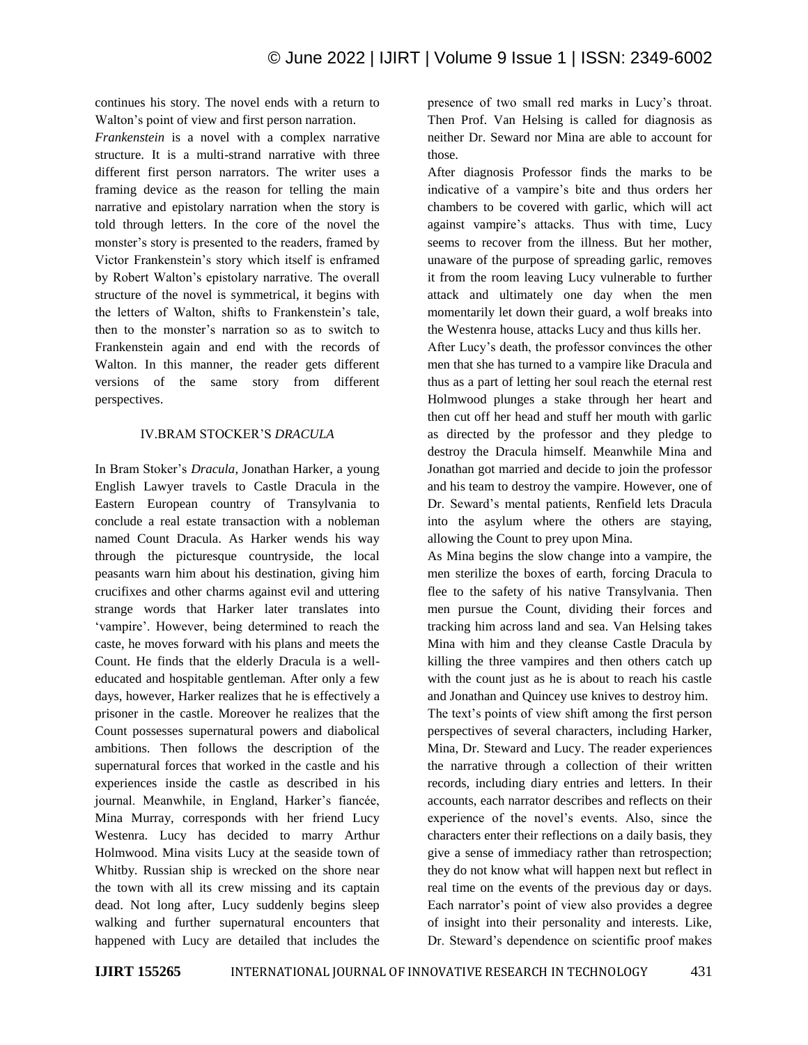continues his story. The novel ends with a return to Walton's point of view and first person narration.

*Frankenstein* is a novel with a complex narrative structure. It is a multi-strand narrative with three different first person narrators. The writer uses a framing device as the reason for telling the main narrative and epistolary narration when the story is told through letters. In the core of the novel the monster's story is presented to the readers, framed by Victor Frankenstein's story which itself is enframed by Robert Walton's epistolary narrative. The overall structure of the novel is symmetrical, it begins with the letters of Walton, shifts to Frankenstein's tale, then to the monster's narration so as to switch to Frankenstein again and end with the records of Walton. In this manner, the reader gets different versions of the same story from different perspectives.

## IV.BRAM STOCKER'S *DRACULA*

In Bram Stoker's *Dracula*, Jonathan Harker, a young English Lawyer travels to Castle Dracula in the Eastern European country of Transylvania to conclude a real estate transaction with a nobleman named Count Dracula. As Harker wends his way through the picturesque countryside, the local peasants warn him about his destination, giving him crucifixes and other charms against evil and uttering strange words that Harker later translates into 'vampire'. However, being determined to reach the caste, he moves forward with his plans and meets the Count. He finds that the elderly Dracula is a well-educated and hospitable gentleman. After only a few days, however, Harker realizes that he is effectively a prisoner in the castle. Moreover he realizes that the Count possesses supernatural powers and diabolical ambitions. Then follows the description of the supernatural forces that worked in the castle and his experiences inside the castle as described in his journal. Meanwhile, in England, Harker's fiancée, Mina Murray, corresponds with her friend Lucy Westenra. Lucy has decided to marry Arthur Holmwood. Mina visits Lucy at the seaside town of Whitby. Russian ship is wrecked on the shore near the town with all its crew missing and its captain dead. Not long after, Lucy suddenly begins sleep walking and further supernatural encounters that happened with Lucy are detailed that includes the presence of two small red marks in Lucy's throat. Then Prof. Van Helsing is called for diagnosis as neither Dr. Seward nor Mina are able to account for those.

After diagnosis Professor finds the marks to be indicative of a vampire's bite and thus orders her chambers to be covered with garlic, which will act against vampire's attacks. Thus with time, Lucy seems to recover from the illness. But her mother, unaware of the purpose of spreading garlic, removes it from the room leaving Lucy vulnerable to further attack and ultimately one day when the men momentarily let down their guard, a wolf breaks into the Westenra house, attacks Lucy and thus kills her.

After Lucy's death, the professor convinces the other men that she has turned to a vampire like Dracula and thus as a part of letting her soul reach the eternal rest Holmwood plunges a stake through her heart and then cut off her head and stuff her mouth with garlic as directed by the professor and they pledge to destroy the Dracula himself. Meanwhile Mina and Jonathan got married and decide to join the professor and his team to destroy the vampire. However, one of Dr. Seward's mental patients, Renfield lets Dracula into the asylum where the others are staying, allowing the Count to prey upon Mina.

As Mina begins the slow change into a vampire, the men sterilize the boxes of earth, forcing Dracula to flee to the safety of his native Transylvania. Then men pursue the Count, dividing their forces and tracking him across land and sea. Van Helsing takes Mina with him and they cleanse Castle Dracula by killing the three vampires and then others catch up with the count just as he is about to reach his castle and Jonathan and Quincey use knives to destroy him.

The text's points of view shift among the first person perspectives of several characters, including Harker, Mina, Dr. Steward and Lucy. The reader experiences the narrative through a collection of their written records, including diary entries and letters. In their accounts, each narrator describes and reflects on their experience of the novel's events. Also, since the characters enter their reflections on a daily basis, they give a sense of immediacy rather than retrospection; they do not know what will happen next but reflect in real time on the events of the previous day or days. Each narrator's point of view also provides a degree of insight into their personality and interests. Like, Dr. Steward's dependence on scientific proof makes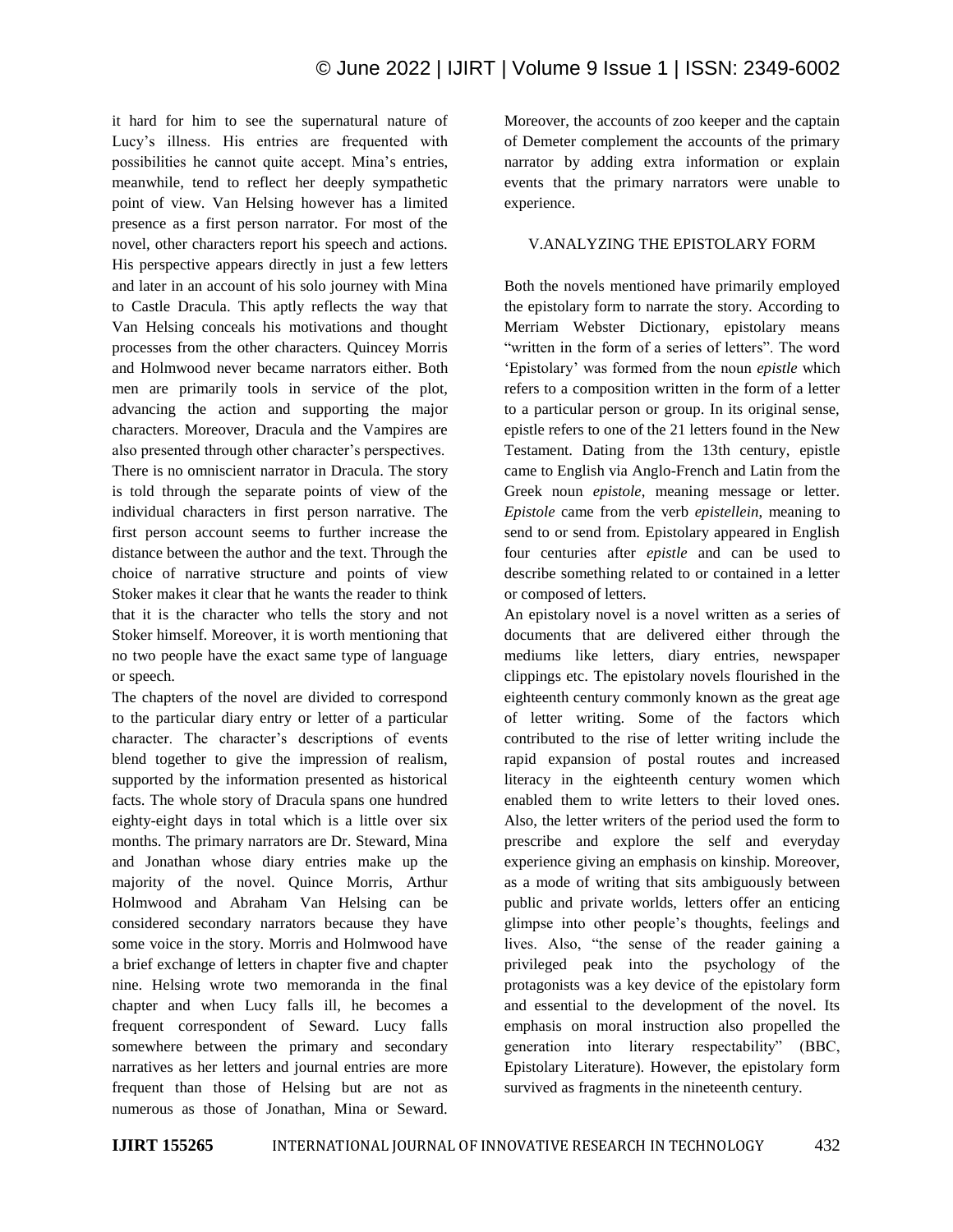it hard for him to see the supernatural nature of Lucy's illness. His entries are frequented with possibilities he cannot quite accept. Mina's entries, meanwhile, tend to reflect her deeply sympathetic point of view. Van Helsing however has a limited presence as a first person narrator. For most of the novel, other characters report his speech and actions. His perspective appears directly in just a few letters and later in an account of his solo journey with Mina to Castle Dracula. This aptly reflects the way that Van Helsing conceals his motivations and thought processes from the other characters. Quincey Morris and Holmwood never became narrators either. Both men are primarily tools in service of the plot, advancing the action and supporting the major characters. Moreover, Dracula and the Vampires are also presented through other character's perspectives. There is no omniscient narrator in Dracula. The story is told through the separate points of view of the individual characters in first person narrative. The first person account seems to further increase the distance between the author and the text. Through the choice of narrative structure and points of view Stoker makes it clear that he wants the reader to think that it is the character who tells the story and not Stoker himself. Moreover, it is worth mentioning that no two people have the exact same type of language or speech.

The chapters of the novel are divided to correspond to the particular diary entry or letter of a particular character. The character's descriptions of events blend together to give the impression of realism, supported by the information presented as historical facts. The whole story of Dracula spans one hundred eighty-eight days in total which is a little over six months. The primary narrators are Dr. Steward, Mina and Jonathan whose diary entries make up the majority of the novel. Quince Morris, Arthur Holmwood and Abraham Van Helsing can be considered secondary narrators because they have some voice in the story. Morris and Holmwood have a brief exchange of letters in chapter five and chapter nine. Helsing wrote two memoranda in the final chapter and when Lucy falls ill, he becomes a frequent correspondent of Seward. Lucy falls somewhere between the primary and secondary narratives as her letters and journal entries are more frequent than those of Helsing but are not as numerous as those of Jonathan, Mina or Seward. Moreover, the accounts of zoo keeper and the captain of Demeter complement the accounts of the primary narrator by adding extra information or explain events that the primary narrators were unable to experience.

## V.ANALYZING THE EPISTOLARY FORM

Both the novels mentioned have primarily employed the epistolary form to narrate the story. According to Merriam Webster Dictionary, epistolary means "written in the form of a series of letters". The word 'Epistolary' was formed from the noun *epistle* which refers to a composition written in the form of a letter to a particular person or group. In its original sense, epistle refers to one of the 21 letters found in the New Testament. Dating from the 13th century, epistle came to English via Anglo-French and Latin from the Greek noun *epistole*, meaning message or letter. *Epistole* came from the verb *epistellein*, meaning to send to or send from. Epistolary appeared in English four centuries after *epistle* and can be used to describe something related to or contained in a letter or composed of letters.

An epistolary novel is a novel written as a series of documents that are delivered either through the mediums like letters, diary entries, newspaper clippings etc. The epistolary novels flourished in the eighteenth century commonly known as the great age of letter writing. Some of the factors which contributed to the rise of letter writing include the rapid expansion of postal routes and increased literacy in the eighteenth century women which enabled them to write letters to their loved ones. Also, the letter writers of the period used the form to prescribe and explore the self and everyday experience giving an emphasis on kinship. Moreover, as a mode of writing that sits ambiguously between public and private worlds, letters offer an enticing glimpse into other people's thoughts, feelings and lives. Also, "the sense of the reader gaining a privileged peak into the psychology of the protagonists was a key device of the epistolary form and essential to the development of the novel. Its emphasis on moral instruction also propelled the generation into literary respectability" (BBC, Epistolary Literature). However, the epistolary form survived as fragments in the nineteenth century.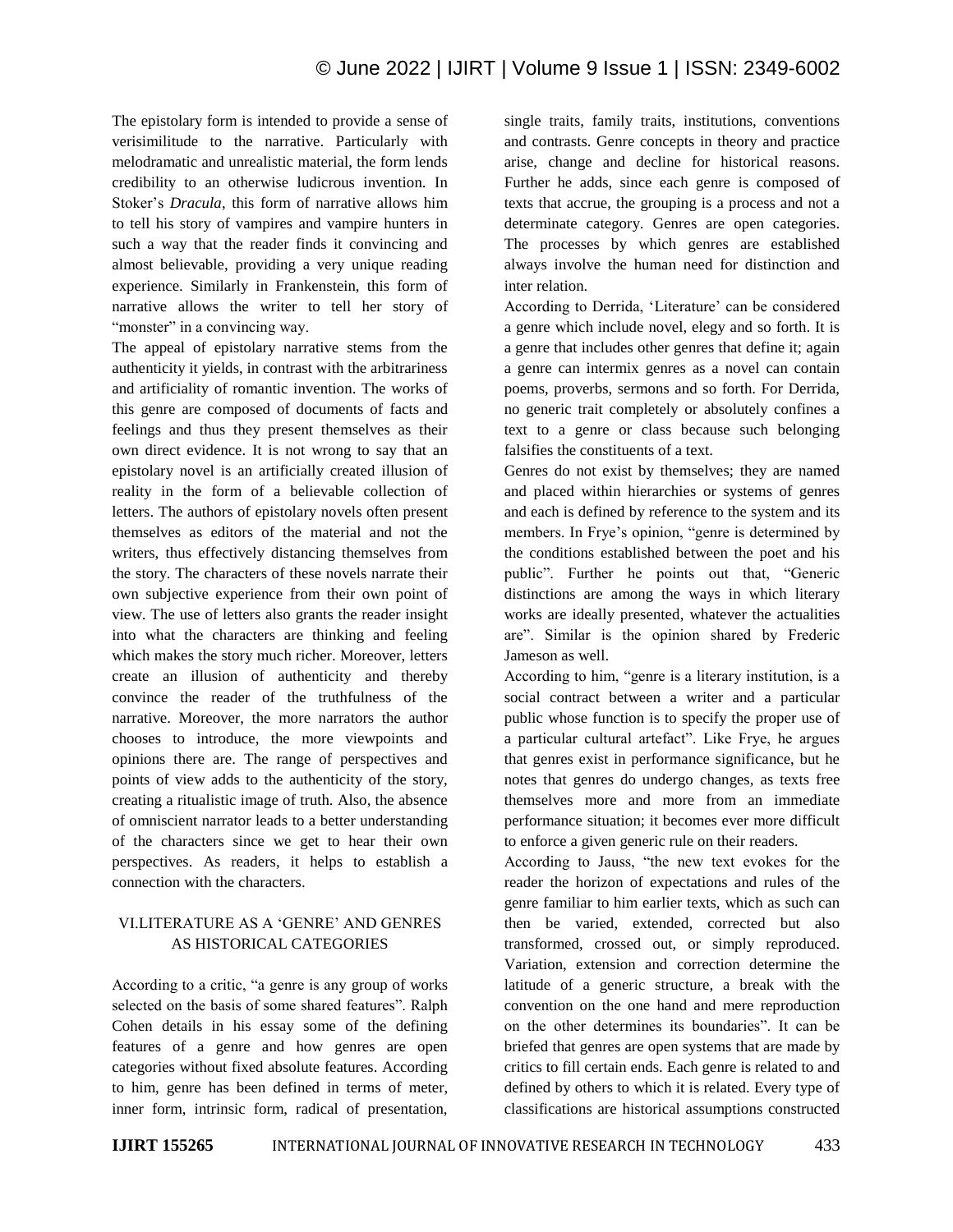The epistolary form is intended to provide a sense of verisimilitude to the narrative. Particularly with melodramatic and unrealistic material, the form lends credibility to an otherwise ludicrous invention. In Stoker's *Dracula*, this form of narrative allows him to tell his story of vampires and vampire hunters in such a way that the reader finds it convincing and almost believable, providing a very unique reading experience. Similarly in Frankenstein, this form of narrative allows the writer to tell her story of "monster" in a convincing way.

The appeal of epistolary narrative stems from the authenticity it yields, in contrast with the arbitrariness and artificiality of romantic invention. The works of this genre are composed of documents of facts and feelings and thus they present themselves as their own direct evidence. It is not wrong to say that an epistolary novel is an artificially created illusion of reality in the form of a believable collection of letters. The authors of epistolary novels often present themselves as editors of the material and not the writers, thus effectively distancing themselves from the story. The characters of these novels narrate their own subjective experience from their own point of view. The use of letters also grants the reader insight into what the characters are thinking and feeling which makes the story much richer. Moreover, letters create an illusion of authenticity and thereby convince the reader of the truthfulness of the narrative. Moreover, the more narrators the author chooses to introduce, the more viewpoints and opinions there are. The range of perspectives and points of view adds to the authenticity of the story, creating a ritualistic image of truth. Also, the absence of omniscient narrator leads to a better understanding of the characters since we get to hear their own perspectives. As readers, it helps to establish a connection with the characters.

## VI.LITERATURE AS A 'GENRE' AND GENRES AS HISTORICAL CATEGORIES

According to a critic, "a genre is any group of works selected on the basis of some shared features". Ralph Cohen details in his essay some of the defining features of a genre and how genres are open categories without fixed absolute features. According to him, genre has been defined in terms of meter, inner form, intrinsic form, radical of presentation, single traits, family traits, institutions, conventions and contrasts. Genre concepts in theory and practice arise, change and decline for historical reasons. Further he adds, since each genre is composed of texts that accrue, the grouping is a process and not a determinate category. Genres are open categories. The processes by which genres are established always involve the human need for distinction and inter relation.

According to Derrida, 'Literature' can be considered a genre which include novel, elegy and so forth. It is a genre that includes other genres that define it; again a genre can intermix genres as a novel can contain poems, proverbs, sermons and so forth. For Derrida, no generic trait completely or absolutely confines a text to a genre or class because such belonging falsifies the constituents of a text.

Genres do not exist by themselves; they are named and placed within hierarchies or systems of genres and each is defined by reference to the system and its members. In Frye's opinion, "genre is determined by the conditions established between the poet and his public". Further he points out that, "Generic distinctions are among the ways in which literary works are ideally presented, whatever the actualities are". Similar is the opinion shared by Frederic Jameson as well.

According to him, "genre is a literary institution, is a social contract between a writer and a particular public whose function is to specify the proper use of a particular cultural artefact". Like Frye, he argues that genres exist in performance significance, but he notes that genres do undergo changes, as texts free themselves more and more from an immediate performance situation; it becomes ever more difficult to enforce a given generic rule on their readers.

According to Jauss, "the new text evokes for the reader the horizon of expectations and rules of the genre familiar to him earlier texts, which as such can then be varied, extended, corrected but also transformed, crossed out, or simply reproduced. Variation, extension and correction determine the latitude of a generic structure, a break with the convention on the one hand and mere reproduction on the other determines its boundaries". It can be briefed that genres are open systems that are made by critics to fill certain ends. Each genre is related to and defined by others to which it is related. Every type of classifications are historical assumptions constructed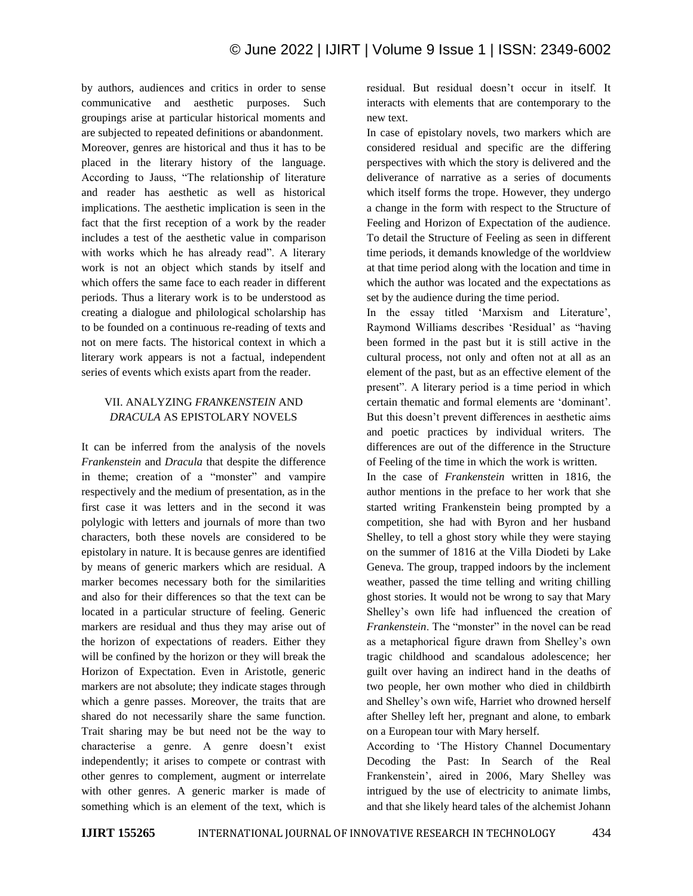by authors, audiences and critics in order to sense communicative and aesthetic purposes. Such groupings arise at particular historical moments and are subjected to repeated definitions or abandonment. Moreover, genres are historical and thus it has to be placed in the literary history of the language. According to Jauss, "The relationship of literature and reader has aesthetic as well as historical implications. The aesthetic implication is seen in the fact that the first reception of a work by the reader includes a test of the aesthetic value in comparison with works which he has already read". A literary work is not an object which stands by itself and which offers the same face to each reader in different periods. Thus a literary work is to be understood as creating a dialogue and philological scholarship has to be founded on a continuous re-reading of texts and not on mere facts. The historical context in which a literary work appears is not a factual, independent series of events which exists apart from the reader.

## VII. ANALYZING *FRANKENSTEIN* AND *DRACULA* AS EPISTOLARY NOVELS

It can be inferred from the analysis of the novels *Frankenstein* and *Dracula* that despite the difference in theme; creation of a "monster" and vampire respectively and the medium of presentation, as in the first case it was letters and in the second it was polylogic with letters and journals of more than two characters, both these novels are considered to be epistolary in nature. It is because genres are identified by means of generic markers which are residual. A marker becomes necessary both for the similarities and also for their differences so that the text can be located in a particular structure of feeling. Generic markers are residual and thus they may arise out of the horizon of expectations of readers. Either they will be confined by the horizon or they will break the Horizon of Expectation. Even in Aristotle, generic markers are not absolute; they indicate stages through which a genre passes. Moreover, the traits that are shared do not necessarily share the same function. Trait sharing may be but need not be the way to characterise a genre. A genre doesn't exist independently; it arises to compete or contrast with other genres to complement, augment or interrelate with other genres. A generic marker is made of something which is an element of the text, which is residual. But residual doesn't occur in itself. It interacts with elements that are contemporary to the new text.

In case of epistolary novels, two markers which are considered residual and specific are the differing perspectives with which the story is delivered and the deliverance of narrative as a series of documents which itself forms the trope. However, they undergo a change in the form with respect to the Structure of Feeling and Horizon of Expectation of the audience. To detail the Structure of Feeling as seen in different time periods, it demands knowledge of the worldview at that time period along with the location and time in which the author was located and the expectations as set by the audience during the time period.

In the essay titled 'Marxism and Literature', Raymond Williams describes 'Residual' as "having been formed in the past but it is still active in the cultural process, not only and often not at all as an element of the past, but as an effective element of the present". A literary period is a time period in which certain thematic and formal elements are 'dominant'. But this doesn't prevent differences in aesthetic aims and poetic practices by individual writers. The differences are out of the difference in the Structure of Feeling of the time in which the work is written.

In the case of *Frankenstein* written in 1816, the author mentions in the preface to her work that she started writing Frankenstein being prompted by a competition, she had with Byron and her husband Shelley, to tell a ghost story while they were staying on the summer of 1816 at the Villa Diodeti by Lake Geneva. The group, trapped indoors by the inclement weather, passed the time telling and writing chilling ghost stories. It would not be wrong to say that Mary Shelley's own life had influenced the creation of *Frankenstein*. The "monster" in the novel can be read as a metaphorical figure drawn from Shelley's own tragic childhood and scandalous adolescence; her guilt over having an indirect hand in the deaths of two people, her own mother who died in childbirth and Shelley's own wife, Harriet who drowned herself after Shelley left her, pregnant and alone, to embark on a European tour with Mary herself.

According to 'The History Channel Documentary Decoding the Past: In Search of the Real Frankenstein', aired in 2006, Mary Shelley was intrigued by the use of electricity to animate limbs, and that she likely heard tales of the alchemist Johann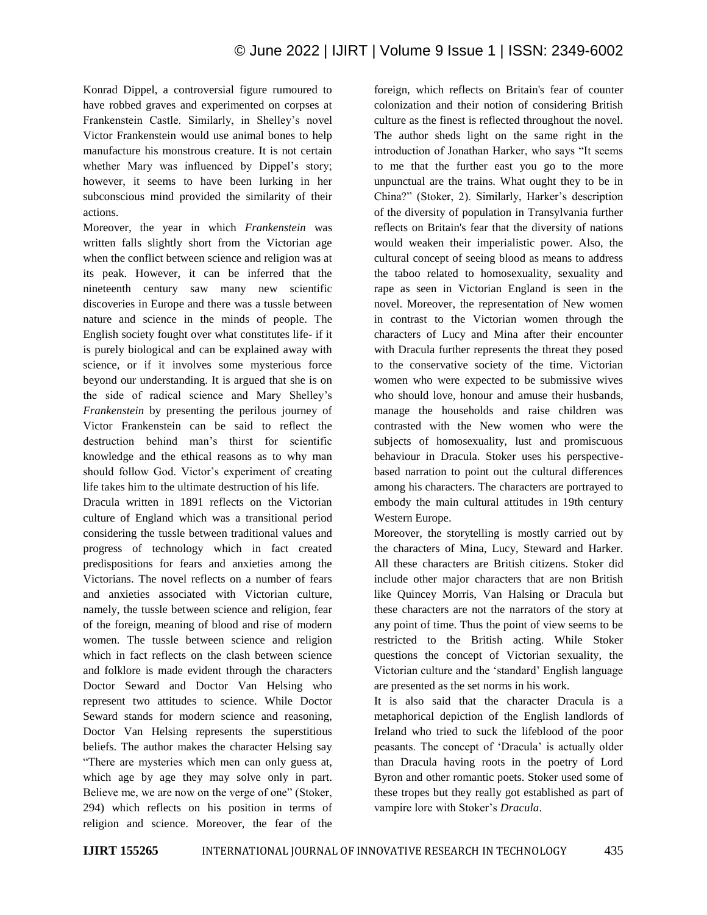Konrad Dippel, a controversial figure rumoured to have robbed graves and experimented on corpses at Frankenstein Castle. Similarly, in Shelley's novel Victor Frankenstein would use animal bones to help manufacture his monstrous creature. It is not certain whether Mary was influenced by Dippel's story; however, it seems to have been lurking in her subconscious mind provided the similarity of their actions.

Moreover, the year in which *Frankenstein* was written falls slightly short from the Victorian age when the conflict between science and religion was at its peak. However, it can be inferred that the nineteenth century saw many new scientific discoveries in Europe and there was a tussle between nature and science in the minds of people. The English society fought over what constitutes life- if it is purely biological and can be explained away with science, or if it involves some mysterious force beyond our understanding. It is argued that she is on the side of radical science and Mary Shelley's *Frankenstein* by presenting the perilous journey of Victor Frankenstein can be said to reflect the destruction behind man's thirst for scientific knowledge and the ethical reasons as to why man should follow God. Victor's experiment of creating life takes him to the ultimate destruction of his life.

Dracula written in 1891 reflects on the Victorian culture of England which was a transitional period considering the tussle between traditional values and progress of technology which in fact created predispositions for fears and anxieties among the Victorians. The novel reflects on a number of fears and anxieties associated with Victorian culture, namely, the tussle between science and religion, fear of the foreign, meaning of blood and rise of modern women. The tussle between science and religion which in fact reflects on the clash between science and folklore is made evident through the characters Doctor Seward and Doctor Van Helsing who represent two attitudes to science. While Doctor Seward stands for modern science and reasoning, Doctor Van Helsing represents the superstitious beliefs. The author makes the character Helsing say "There are mysteries which men can only guess at, which age by age they may solve only in part. Believe me, we are now on the verge of one" (Stoker, 294) which reflects on his position in terms of religion and science. Moreover, the fear of the foreign, which reflects on Britain's fear of counter colonization and their notion of considering British culture as the finest is reflected throughout the novel. The author sheds light on the same right in the introduction of Jonathan Harker, who says "It seems to me that the further east you go to the more unpunctual are the trains. What ought they to be in China?" (Stoker, 2). Similarly, Harker's description of the diversity of population in Transylvania further reflects on Britain's fear that the diversity of nations would weaken their imperialistic power. Also, the cultural concept of seeing blood as means to address the taboo related to homosexuality, sexuality and rape as seen in Victorian England is seen in the novel. Moreover, the representation of New women in contrast to the Victorian women through the characters of Lucy and Mina after their encounter with Dracula further represents the threat they posed to the conservative society of the time. Victorian women who were expected to be submissive wives who should love, honour and amuse their husbands, manage the households and raise children was contrasted with the New women who were the subjects of homosexuality, lust and promiscuous behaviour in Dracula. Stoker uses his perspective-based narration to point out the cultural differences among his characters. The characters are portrayed to embody the main cultural attitudes in 19th century Western Europe.

Moreover, the storytelling is mostly carried out by the characters of Mina, Lucy, Steward and Harker. All these characters are British citizens. Stoker did include other major characters that are non British like Quincey Morris, Van Halsing or Dracula but these characters are not the narrators of the story at any point of time. Thus the point of view seems to be restricted to the British acting. While Stoker questions the concept of Victorian sexuality, the Victorian culture and the 'standard' English language are presented as the set norms in his work.

It is also said that the character Dracula is a metaphorical depiction of the English landlords of Ireland who tried to suck the lifeblood of the poor peasants. The concept of 'Dracula' is actually older than Dracula having roots in the poetry of Lord Byron and other romantic poets. Stoker used some of these tropes but they really got established as part of vampire lore with Stoker's *Dracula*.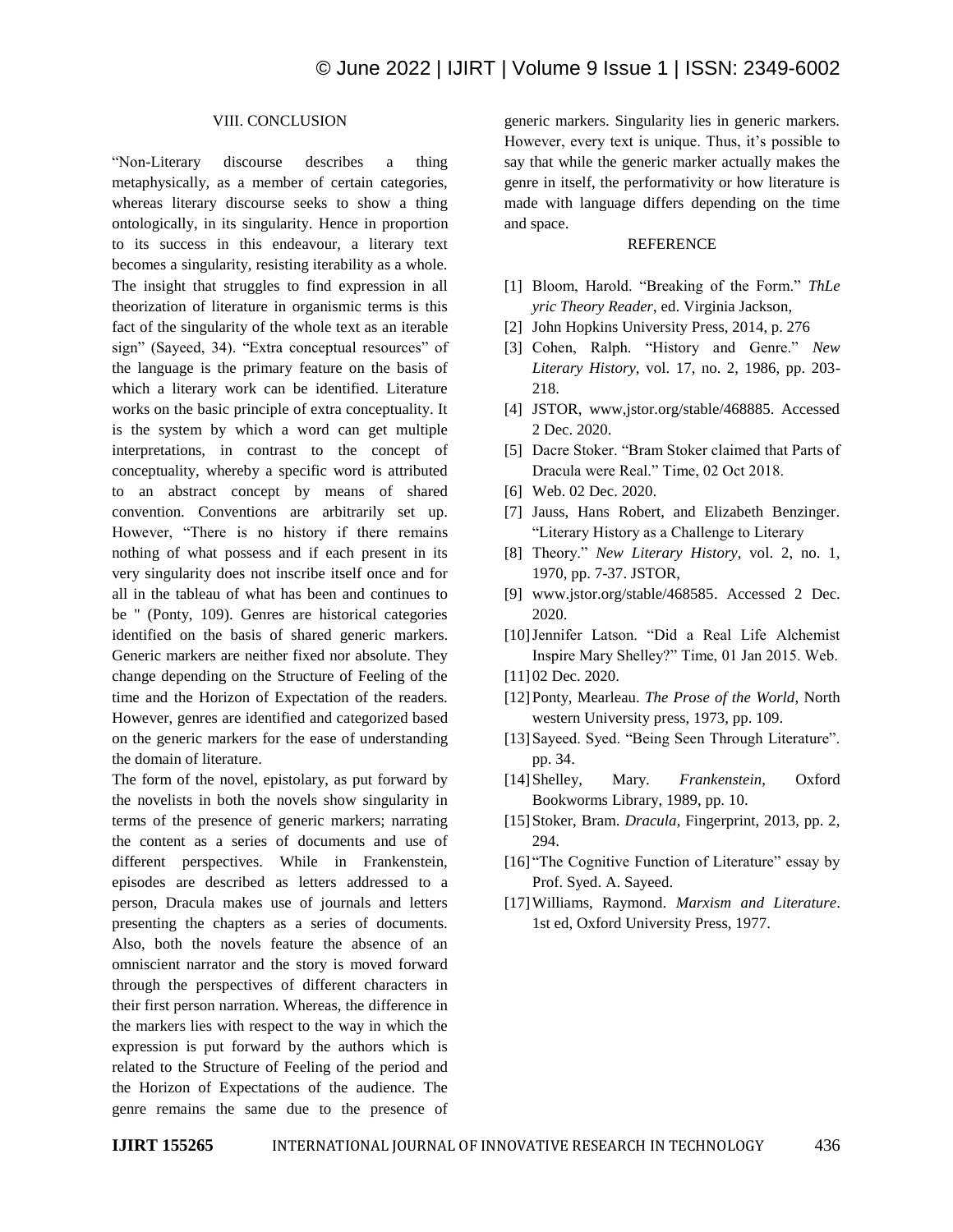## VIII. CONCLUSION

"Non-Literary discourse describes a thing metaphysically, as a member of certain categories, whereas literary discourse seeks to show a thing ontologically, in its singularity. Hence in proportion to its success in this endeavour, a literary text becomes a singularity, resisting iterability as a whole. The insight that struggles to find expression in all theorization of literature in organismic terms is this fact of the singularity of the whole text as an iterable sign" (Sayeed, 34). "Extra conceptual resources" of the language is the primary feature on the basis of which a literary work can be identified. Literature works on the basic principle of extra conceptuality. It is the system by which a word can get multiple interpretations, in contrast to the concept of conceptuality, whereby a specific word is attributed to an abstract concept by means of shared convention. Conventions are arbitrarily set up. However, "There is no history if there remains nothing of what possess and if each present in its very singularity does not inscribe itself once and for all in the tableau of what has been and continues to be " (Ponty, 109). Genres are historical categories identified on the basis of shared generic markers. Generic markers are neither fixed nor absolute. They change depending on the Structure of Feeling of the time and the Horizon of Expectation of the readers. However, genres are identified and categorized based on the generic markers for the ease of understanding the domain of literature.

The form of the novel, epistolary, as put forward by the novelists in both the novels show singularity in terms of the presence of generic markers; narrating the content as a series of documents and use of different perspectives. While in Frankenstein, episodes are described as letters addressed to a person, Dracula makes use of journals and letters presenting the chapters as a series of documents. Also, both the novels feature the absence of an omniscient narrator and the story is moved forward through the perspectives of different characters in their first person narration. Whereas, the difference in the markers lies with respect to the way in which the expression is put forward by the authors which is related to the Structure of Feeling of the period and the Horizon of Expectations of the audience. The genre remains the same due to the presence of generic markers. Singularity lies in generic markers. However, every text is unique. Thus, it's possible to say that while the generic marker actually makes the genre in itself, the performativity or how literature is made with language differs depending on the time and space.

## REFERENCE

[1] Bloom, Harold. "Breaking of the Form." *ThLe yric Theory Reader*, ed. Virginia Jackson,

[2] John Hopkins University Press, 2014, p. 276

[3] Cohen, Ralph. "History and Genre." *New Literary History*, vol. 17, no. 2, 1986, pp. 203-218.

[4] JSTOR, www,jstor.org/stable/468885. Accessed 2 Dec. 2020.

[5] Dacre Stoker. "Bram Stoker claimed that Parts of Dracula were Real." Time, 02 Oct 2018.

[6] Web. 02 Dec. 2020.

[7] Jauss, Hans Robert, and Elizabeth Benzinger. "Literary History as a Challenge to Literary

[8] Theory." *New Literary History*, vol. 2, no. 1, 1970, pp. 7-37. JSTOR,

[9] www.jstor.org/stable/468585. Accessed 2 Dec. 2020.

[10] Jennifer Latson. "Did a Real Life Alchemist Inspire Mary Shelley?" Time, 01 Jan 2015. Web.

[11] 02 Dec. 2020.

[12] Ponty, Mearleau. *The Prose of the World*, North western University press, 1973, pp. 109.

[13] Sayeed. Syed. "Being Seen Through Literature". pp. 34.

[14] Shelley, Mary. *Frankenstein,* Oxford Bookworms Library, 1989, pp. 10.

[15] Stoker, Bram. *Dracula*, Fingerprint, 2013, pp. 2, 294.

[16] "The Cognitive Function of Literature" essay by Prof. Syed. A. Sayeed.

[17] Williams, Raymond. *Marxism and Literature*. 1st ed, Oxford University Press, 1977.